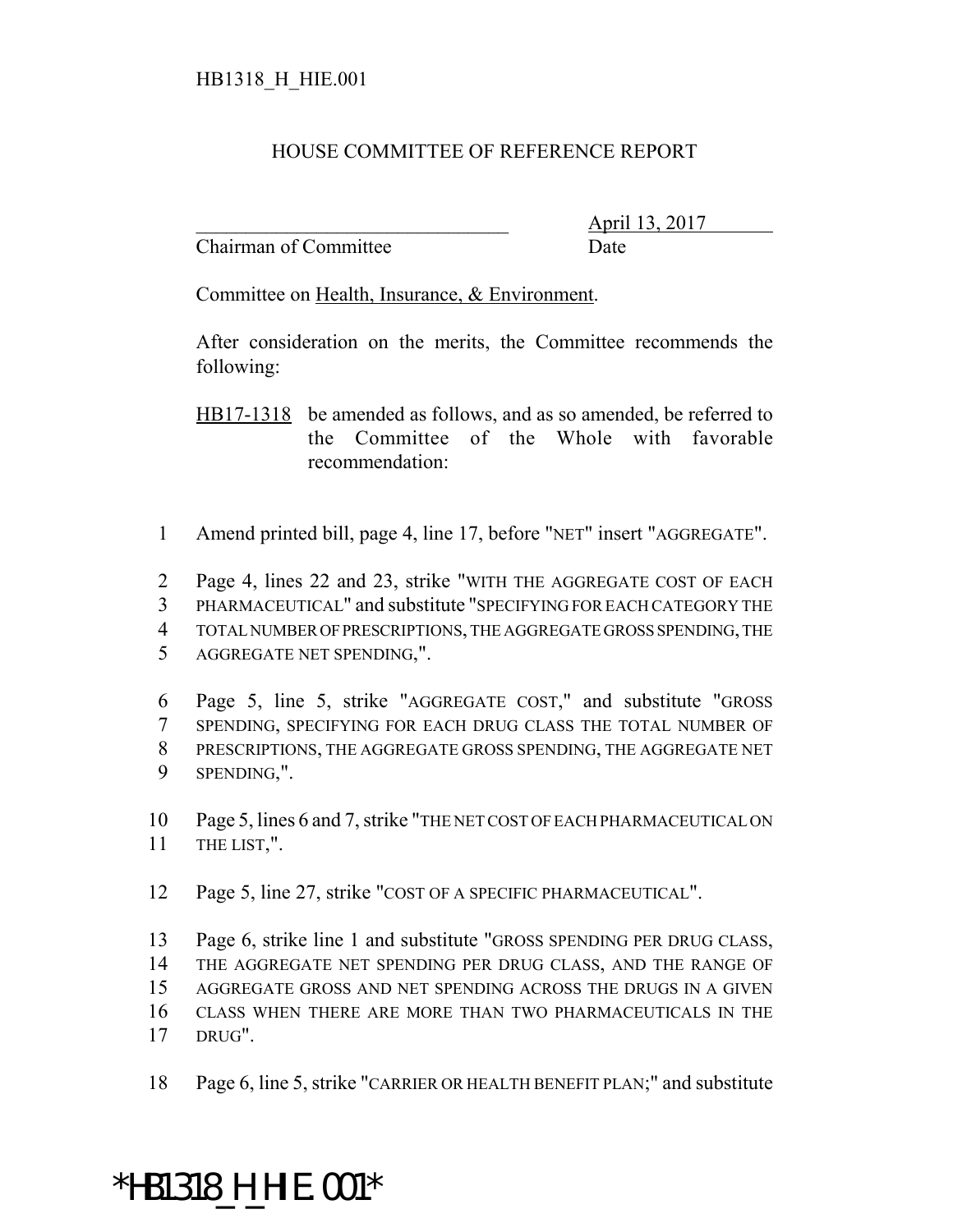HB1318_H_HIE.001

## HOUSE COMMITTEE OF REFERENCE REPORT

_______________________________ April 13, 2017
Chairman of Committee Date

Committee on Health, Insurance, & Environment.

After consideration on the merits, the Committee recommends the following:

HB17-1318 be amended as follows, and as so amended, be referred to the Committee of the Whole with favorable recommendation:

1 Amend printed bill, page 4, line 17, before "NET" insert "AGGREGATE".

2 Page 4, lines 22 and 23, strike "WITH THE AGGREGATE COST OF EACH
3 PHARMACEUTICAL" and substitute "SPECIFYING FOR EACH CATEGORY THE
4 TOTAL NUMBER OF PRESCRIPTIONS, THE AGGREGATE GROSS SPENDING, THE
5 AGGREGATE NET SPENDING,".

6 Page 5, line 5, strike "AGGREGATE COST," and substitute "GROSS
7 SPENDING, SPECIFYING FOR EACH DRUG CLASS THE TOTAL NUMBER OF
8 PRESCRIPTIONS, THE AGGREGATE GROSS SPENDING, THE AGGREGATE NET
9 SPENDING,".

10 Page 5, lines 6 and 7, strike "THE NET COST OF EACH PHARMACEUTICAL ON
11 THE LIST,".

12 Page 5, line 27, strike "COST OF A SPECIFIC PHARMACEUTICAL".

13 Page 6, strike line 1 and substitute "GROSS SPENDING PER DRUG CLASS,
14 THE AGGREGATE NET SPENDING PER DRUG CLASS, AND THE RANGE OF
15 AGGREGATE GROSS AND NET SPENDING ACROSS THE DRUGS IN A GIVEN
16 CLASS WHEN THERE ARE MORE THAN TWO PHARMACEUTICALS IN THE
17 DRUG".

18 Page 6, line 5, strike "CARRIER OR HEALTH BENEFIT PLAN;" and substitute

*HB1318_H_HIE.001*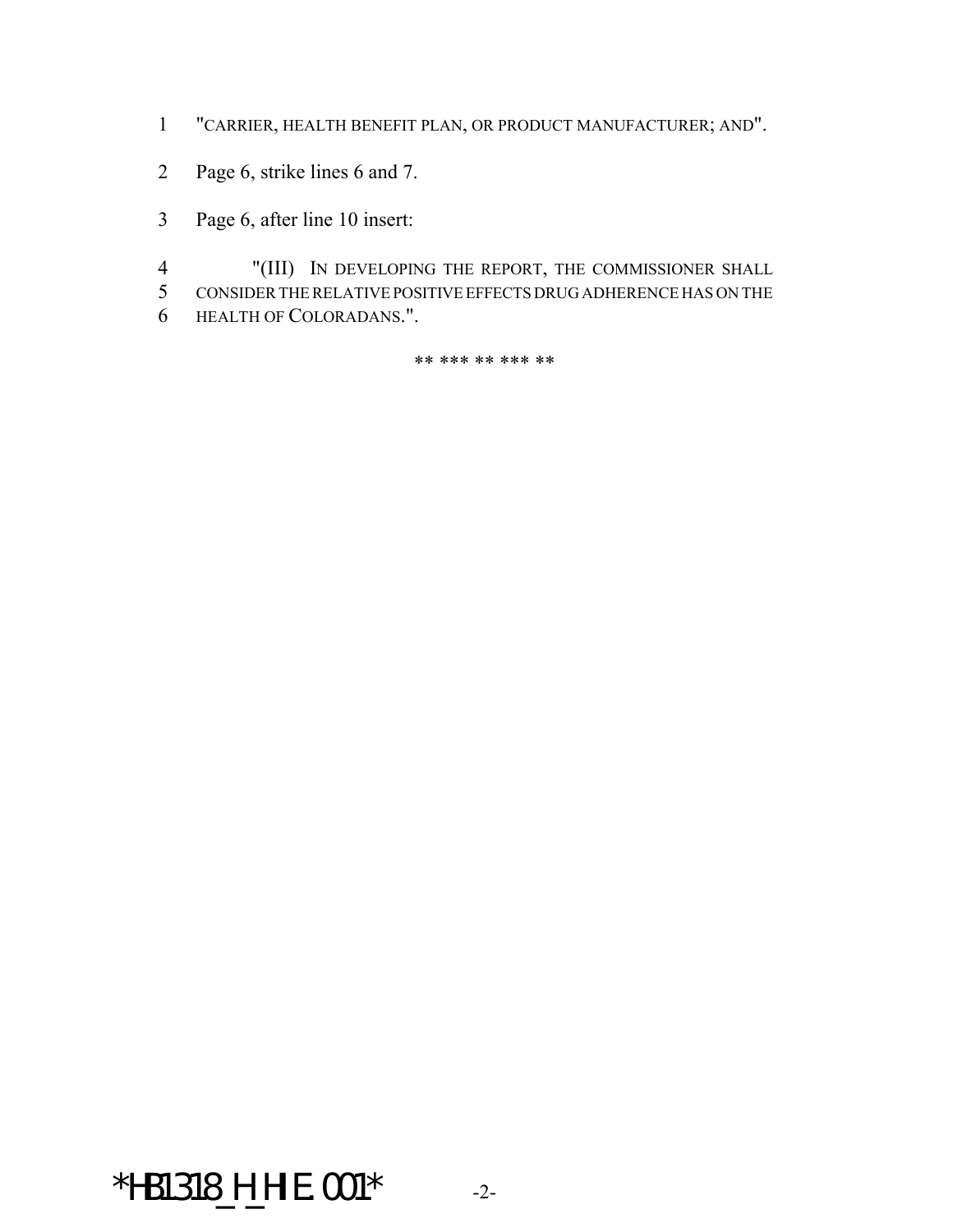"CARRIER, HEALTH BENEFIT PLAN, OR PRODUCT MANUFACTURER; AND".

Page 6, strike lines 6 and 7.

Page 6, after line 10 insert:

"(III) IN DEVELOPING THE REPORT, THE COMMISSIONER SHALL CONSIDER THE RELATIVE POSITIVE EFFECTS DRUG ADHERENCE HAS ON THE HEALTH OF COLORADANS.".

** *** ** *** **

*HB1318_H_HIE.001*